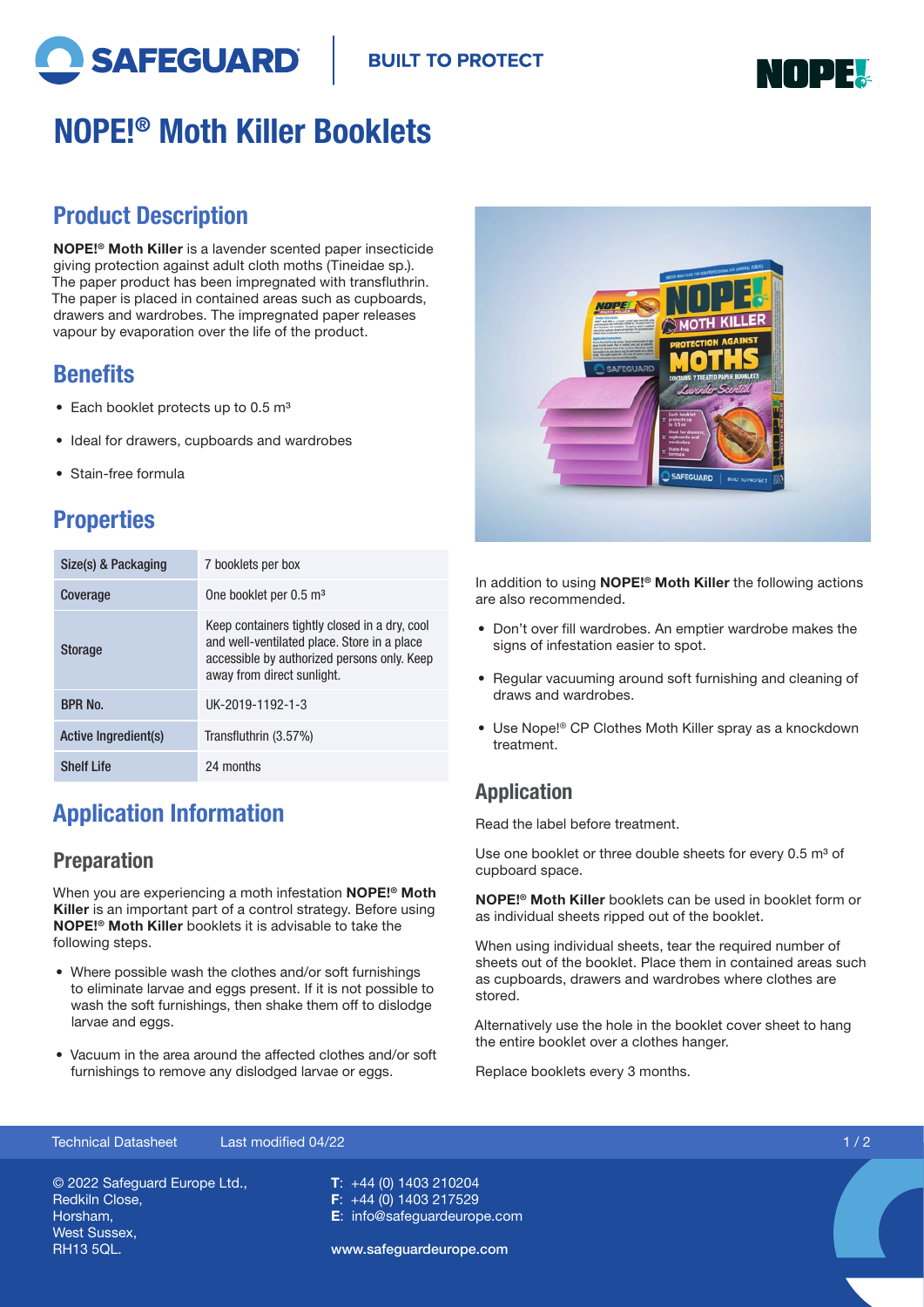# NOPE!® Moth Killer Booklets

## Product Description

**NOPE!® Moth Killer** is a lavender scented paper insecticide giving protection against adult cloth moths (Tineidae sp.). The paper product has been impregnated with transfluthrin. The paper is placed in contained areas such as cupboards, drawers and wardrobes. The impregnated paper releases vapour by evaporation over the life of the product.

## Benefits

- Each booklet protects up to 0.5 m³
- Ideal for drawers, cupboards and wardrobes
- Stain-free formula

## Properties

| Property | Details |
|---|---|
| Size(s) & Packaging | 7 booklets per box |
| Coverage | One booklet per 0.5 m³ |
| Storage | Keep containers tightly closed in a dry, cool and well-ventilated place. Store in a place accessible by authorized persons only. Keep away from direct sunlight. |
| BPR No. | UK-2019-1192-1-3 |
| Active Ingredient(s) | Transfluthrin (3.57%) |
| Shelf Life | 24 months |

## Application Information

### Preparation

When you are experiencing a moth infestation **NOPE!® Moth Killer** is an important part of a control strategy. Before using **NOPE!® Moth Killer** booklets it is advisable to take the following steps.

- Where possible wash the clothes and/or soft furnishings to eliminate larvae and eggs present. If it is not possible to wash the soft furnishings, then shake them off to dislodge larvae and eggs.
- Vacuum in the area around the affected clothes and/or soft furnishings to remove any dislodged larvae or eggs.

In addition to using **NOPE!® Moth Killer** the following actions are also recommended.

- Don't over fill wardrobes. An emptier wardrobe makes the signs of infestation easier to spot.
- Regular vacuuming around soft furnishing and cleaning of draws and wardrobes.
- Use Nope!® CP Clothes Moth Killer spray as a knockdown treatment.

### Application

Read the label before treatment.

Use one booklet or three double sheets for every 0.5 m³ of cupboard space.

**NOPE!® Moth Killer** booklets can be used in booklet form or as individual sheets ripped out of the booklet.

When using individual sheets, tear the required number of sheets out of the booklet. Place them in contained areas such as cupboards, drawers and wardrobes where clothes are stored.

Alternatively use the hole in the booklet cover sheet to hang the entire booklet over a clothes hanger.

Replace booklets every 3 months.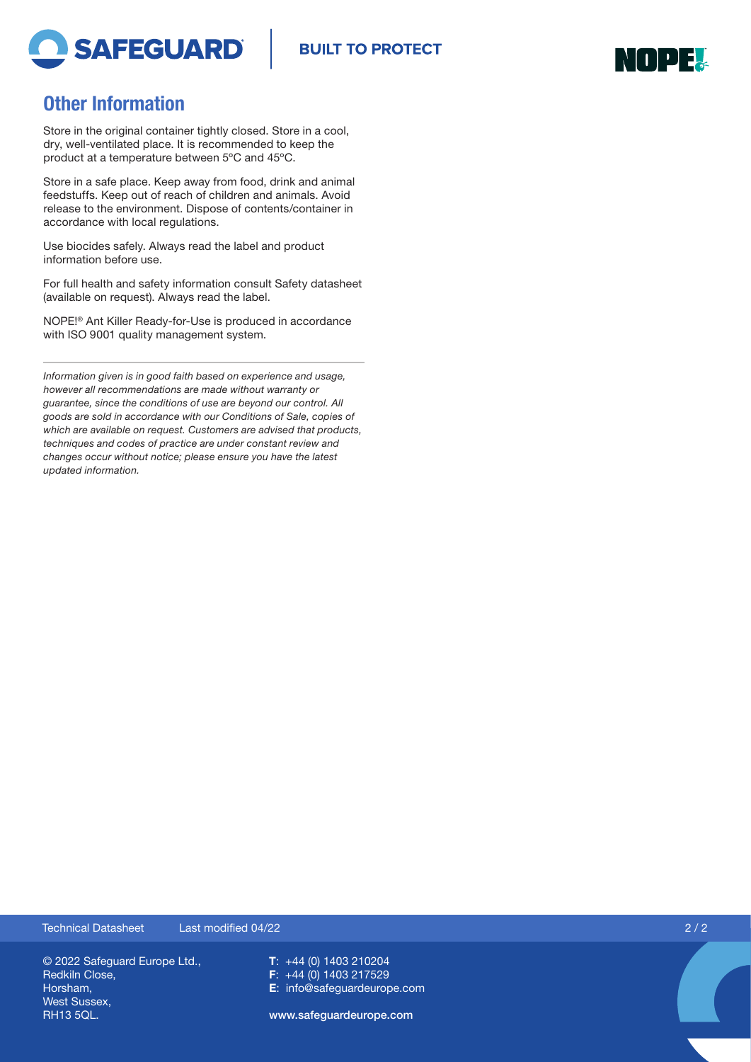## Other Information

Store in the original container tightly closed. Store in a cool, dry, well-ventilated place. It is recommended to keep the product at a temperature between 5ºC and 45ºC.

Store in a safe place. Keep away from food, drink and animal feedstuffs. Keep out of reach of children and animals. Avoid release to the environment. Dispose of contents/container in accordance with local regulations.

Use biocides safely. Always read the label and product information before use.

For full health and safety information consult Safety datasheet (available on request). Always read the label.

NOPE!® Ant Killer Ready-for-Use is produced in accordance with ISO 9001 quality management system.

---

*Information given is in good faith based on experience and usage, however all recommendations are made without warranty or guarantee, since the conditions of use are beyond our control. All goods are sold in accordance with our Conditions of Sale, copies of which are available on request. Customers are advised that products, techniques and codes of practice are under constant review and changes occur without notice; please ensure you have the latest updated information.*

Technical Datasheet Last modified 04/22

© 2022 Safeguard Europe Ltd.,
Redkiln Close,
Horsham,
West Sussex,
RH13 5QL.

**T**: +44 (0) 1403 210204
**F**: +44 (0) 1403 217529
**E**: info@safeguardeurope.com

**www.safeguardeurope.com**